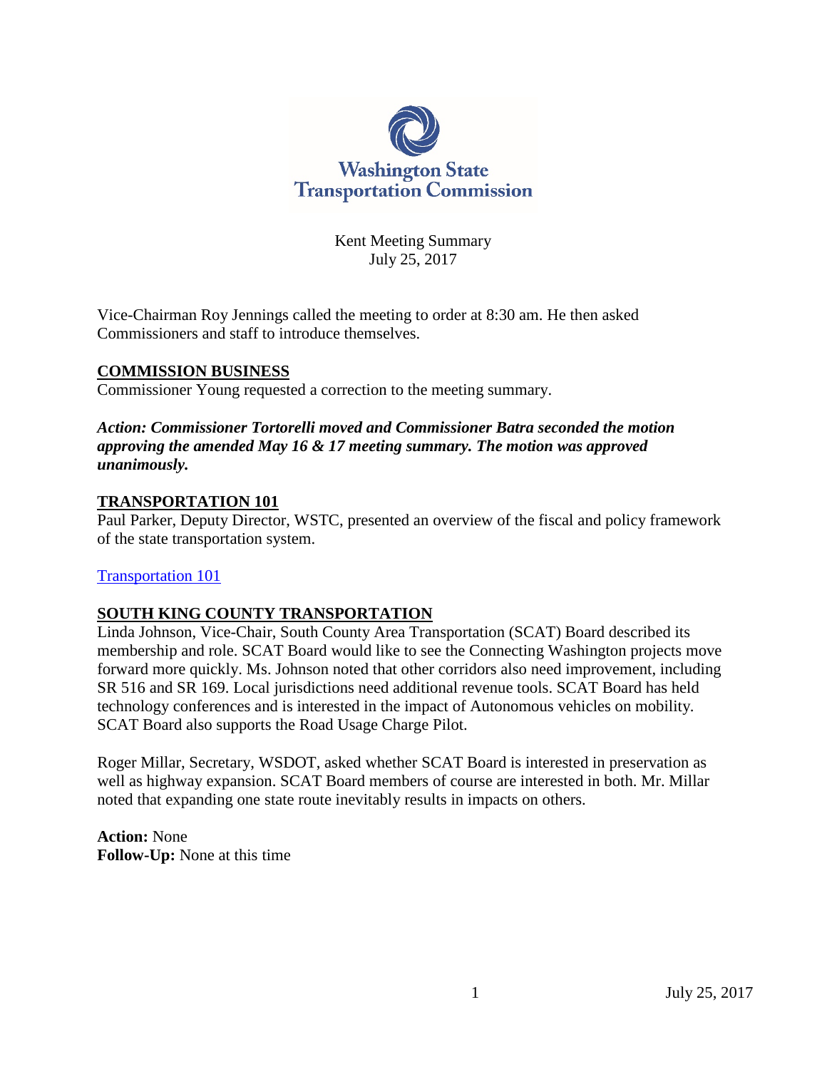Washington State Transportation Commission

Kent Meeting Summary
July 25, 2017

Vice-Chairman Roy Jennings called the meeting to order at 8:30 am. He then asked Commissioners and staff to introduce themselves.

## COMMISSION BUSINESS

Commissioner Young requested a correction to the meeting summary.

***Action: Commissioner Tortorelli moved and Commissioner Batra seconded the motion approving the amended May 16 & 17 meeting summary. The motion was approved unanimously.***

## TRANSPORTATION 101

Paul Parker, Deputy Director, WSTC, presented an overview of the fiscal and policy framework of the state transportation system.

Transportation 101

## SOUTH KING COUNTY TRANSPORTATION

Linda Johnson, Vice-Chair, South County Area Transportation (SCAT) Board described its membership and role. SCAT Board would like to see the Connecting Washington projects move forward more quickly. Ms. Johnson noted that other corridors also need improvement, including SR 516 and SR 169. Local jurisdictions need additional revenue tools. SCAT Board has held technology conferences and is interested in the impact of Autonomous vehicles on mobility. SCAT Board also supports the Road Usage Charge Pilot.

Roger Millar, Secretary, WSDOT, asked whether SCAT Board is interested in preservation as well as highway expansion. SCAT Board members of course are interested in both. Mr. Millar noted that expanding one state route inevitably results in impacts on others.

**Action:** None
**Follow-Up:** None at this time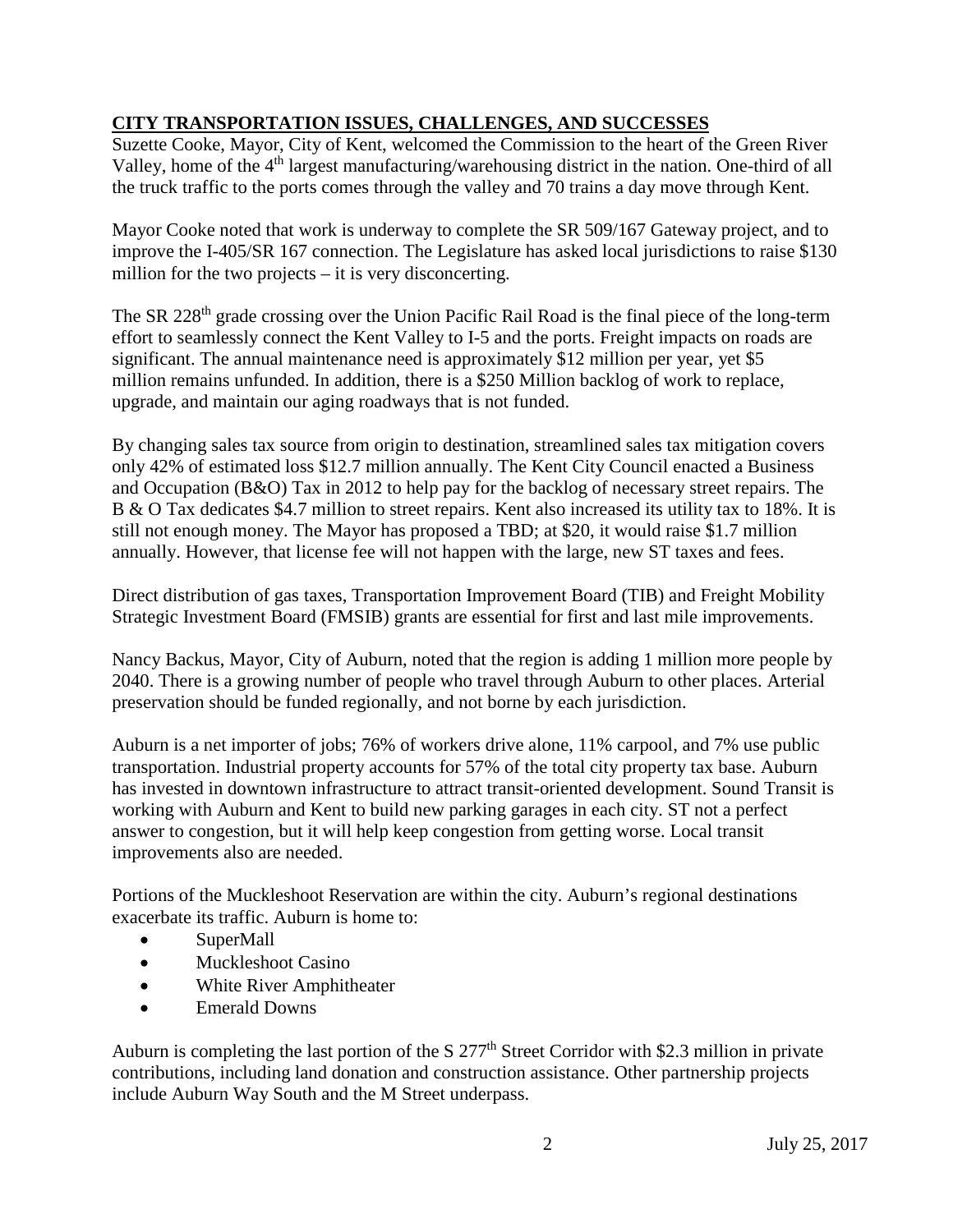## CITY TRANSPORTATION ISSUES, CHALLENGES, AND SUCCESSES

Suzette Cooke, Mayor, City of Kent, welcomed the Commission to the heart of the Green River Valley, home of the 4th largest manufacturing/warehousing district in the nation. One-third of all the truck traffic to the ports comes through the valley and 70 trains a day move through Kent.

Mayor Cooke noted that work is underway to complete the SR 509/167 Gateway project, and to improve the I-405/SR 167 connection. The Legislature has asked local jurisdictions to raise $130 million for the two projects – it is very disconcerting.

The SR 228th grade crossing over the Union Pacific Rail Road is the final piece of the long-term effort to seamlessly connect the Kent Valley to I-5 and the ports. Freight impacts on roads are significant. The annual maintenance need is approximately $12 million per year, yet $5 million remains unfunded. In addition, there is a $250 Million backlog of work to replace, upgrade, and maintain our aging roadways that is not funded.

By changing sales tax source from origin to destination, streamlined sales tax mitigation covers only 42% of estimated loss $12.7 million annually. The Kent City Council enacted a Business and Occupation (B&O) Tax in 2012 to help pay for the backlog of necessary street repairs. The B & O Tax dedicates $4.7 million to street repairs. Kent also increased its utility tax to 18%. It is still not enough money. The Mayor has proposed a TBD; at $20, it would raise $1.7 million annually. However, that license fee will not happen with the large, new ST taxes and fees.

Direct distribution of gas taxes, Transportation Improvement Board (TIB) and Freight Mobility Strategic Investment Board (FMSIB) grants are essential for first and last mile improvements.

Nancy Backus, Mayor, City of Auburn, noted that the region is adding 1 million more people by 2040. There is a growing number of people who travel through Auburn to other places. Arterial preservation should be funded regionally, and not borne by each jurisdiction.

Auburn is a net importer of jobs; 76% of workers drive alone, 11% carpool, and 7% use public transportation. Industrial property accounts for 57% of the total city property tax base. Auburn has invested in downtown infrastructure to attract transit-oriented development. Sound Transit is working with Auburn and Kent to build new parking garages in each city. ST not a perfect answer to congestion, but it will help keep congestion from getting worse. Local transit improvements also are needed.

Portions of the Muckleshoot Reservation are within the city. Auburn's regional destinations exacerbate its traffic. Auburn is home to:

- SuperMall
- Muckleshoot Casino
- White River Amphitheater
- Emerald Downs

Auburn is completing the last portion of the S 277th Street Corridor with $2.3 million in private contributions, including land donation and construction assistance. Other partnership projects include Auburn Way South and the M Street underpass.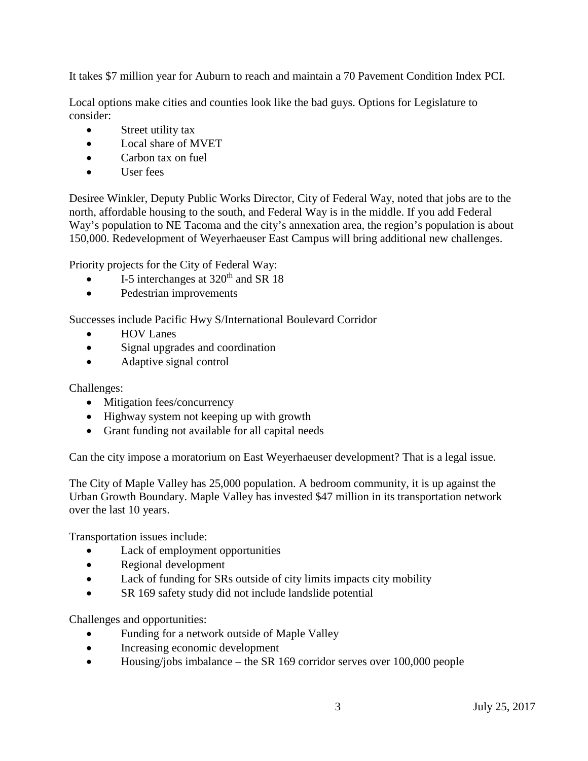It takes $7 million year for Auburn to reach and maintain a 70 Pavement Condition Index PCI.

Local options make cities and counties look like the bad guys. Options for Legislature to consider:

- Street utility tax
- Local share of MVET
- Carbon tax on fuel
- User fees

Desiree Winkler, Deputy Public Works Director, City of Federal Way, noted that jobs are to the north, affordable housing to the south, and Federal Way is in the middle. If you add Federal Way's population to NE Tacoma and the city's annexation area, the region's population is about 150,000. Redevelopment of Weyerhaeuser East Campus will bring additional new challenges.

Priority projects for the City of Federal Way:

- I-5 interchanges at 320th and SR 18
- Pedestrian improvements

Successes include Pacific Hwy S/International Boulevard Corridor

- HOV Lanes
- Signal upgrades and coordination
- Adaptive signal control

Challenges:

- Mitigation fees/concurrency
- Highway system not keeping up with growth
- Grant funding not available for all capital needs

Can the city impose a moratorium on East Weyerhaeuser development? That is a legal issue.

The City of Maple Valley has 25,000 population. A bedroom community, it is up against the Urban Growth Boundary. Maple Valley has invested $47 million in its transportation network over the last 10 years.

Transportation issues include:

- Lack of employment opportunities
- Regional development
- Lack of funding for SRs outside of city limits impacts city mobility
- SR 169 safety study did not include landslide potential

Challenges and opportunities:

- Funding for a network outside of Maple Valley
- Increasing economic development
- Housing/jobs imbalance – the SR 169 corridor serves over 100,000 people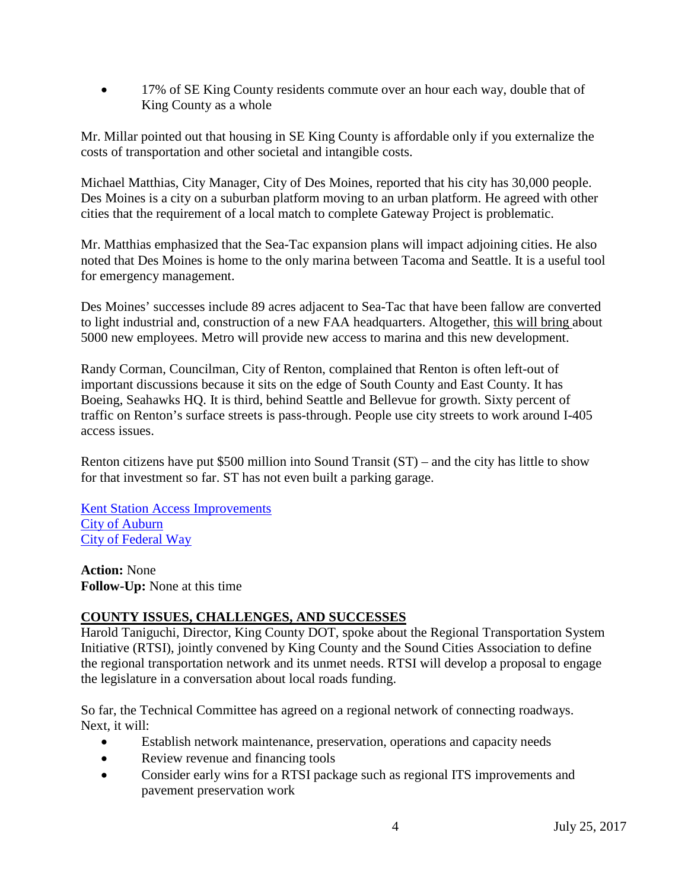- 17% of SE King County residents commute over an hour each way, double that of King County as a whole

Mr. Millar pointed out that housing in SE King County is affordable only if you externalize the costs of transportation and other societal and intangible costs.

Michael Matthias, City Manager, City of Des Moines, reported that his city has 30,000 people. Des Moines is a city on a suburban platform moving to an urban platform. He agreed with other cities that the requirement of a local match to complete Gateway Project is problematic.

Mr. Matthias emphasized that the Sea-Tac expansion plans will impact adjoining cities. He also noted that Des Moines is home to the only marina between Tacoma and Seattle. It is a useful tool for emergency management.

Des Moines' successes include 89 acres adjacent to Sea-Tac that have been fallow are converted to light industrial and, construction of a new FAA headquarters. Altogether, this will bring about 5000 new employees. Metro will provide new access to marina and this new development.

Randy Corman, Councilman, City of Renton, complained that Renton is often left-out of important discussions because it sits on the edge of South County and East County. It has Boeing, Seahawks HQ. It is third, behind Seattle and Bellevue for growth. Sixty percent of traffic on Renton's surface streets is pass-through. People use city streets to work around I-405 access issues.

Renton citizens have put $500 million into Sound Transit (ST) – and the city has little to show for that investment so far. ST has not even built a parking garage.

Kent Station Access Improvements
City of Auburn
City of Federal Way

**Action:** None
**Follow-Up:** None at this time

## COUNTY ISSUES, CHALLENGES, AND SUCCESSES

Harold Taniguchi, Director, King County DOT, spoke about the Regional Transportation System Initiative (RTSI), jointly convened by King County and the Sound Cities Association to define the regional transportation network and its unmet needs. RTSI will develop a proposal to engage the legislature in a conversation about local roads funding.

So far, the Technical Committee has agreed on a regional network of connecting roadways. Next, it will:

- Establish network maintenance, preservation, operations and capacity needs
- Review revenue and financing tools
- Consider early wins for a RTSI package such as regional ITS improvements and pavement preservation work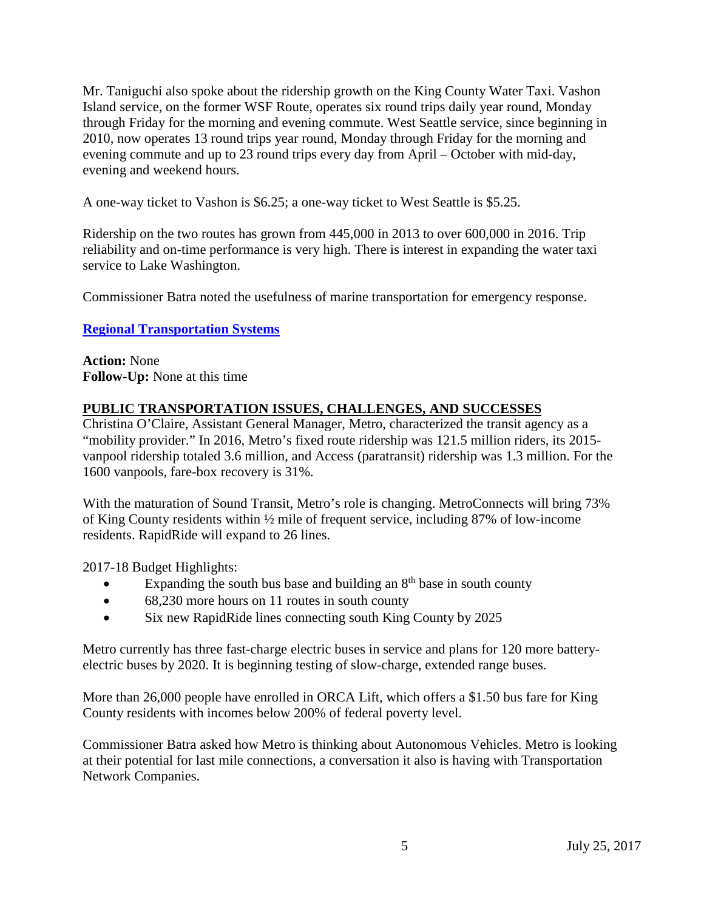Mr. Taniguchi also spoke about the ridership growth on the King County Water Taxi. Vashon Island service, on the former WSF Route, operates six round trips daily year round, Monday through Friday for the morning and evening commute. West Seattle service, since beginning in 2010, now operates 13 round trips year round, Monday through Friday for the morning and evening commute and up to 23 round trips every day from April – October with mid-day, evening and weekend hours.

A one-way ticket to Vashon is $6.25; a one-way ticket to West Seattle is $5.25.

Ridership on the two routes has grown from 445,000 in 2013 to over 600,000 in 2016. Trip reliability and on-time performance is very high. There is interest in expanding the water taxi service to Lake Washington.

Commissioner Batra noted the usefulness of marine transportation for emergency response.

**[Regional Transportation Systems]()**

**Action:** None
**Follow-Up:** None at this time

## PUBLIC TRANSPORTATION ISSUES, CHALLENGES, AND SUCCESSES

Christina O'Claire, Assistant General Manager, Metro, characterized the transit agency as a "mobility provider." In 2016, Metro's fixed route ridership was 121.5 million riders, its 2015-vanpool ridership totaled 3.6 million, and Access (paratransit) ridership was 1.3 million. For the 1600 vanpools, fare-box recovery is 31%.

With the maturation of Sound Transit, Metro's role is changing. MetroConnects will bring 73% of King County residents within ½ mile of frequent service, including 87% of low-income residents. RapidRide will expand to 26 lines.

2017-18 Budget Highlights:

- Expanding the south bus base and building an 8th base in south county
- 68,230 more hours on 11 routes in south county
- Six new RapidRide lines connecting south King County by 2025

Metro currently has three fast-charge electric buses in service and plans for 120 more battery-electric buses by 2020. It is beginning testing of slow-charge, extended range buses.

More than 26,000 people have enrolled in ORCA Lift, which offers a $1.50 bus fare for King County residents with incomes below 200% of federal poverty level.

Commissioner Batra asked how Metro is thinking about Autonomous Vehicles. Metro is looking at their potential for last mile connections, a conversation it also is having with Transportation Network Companies.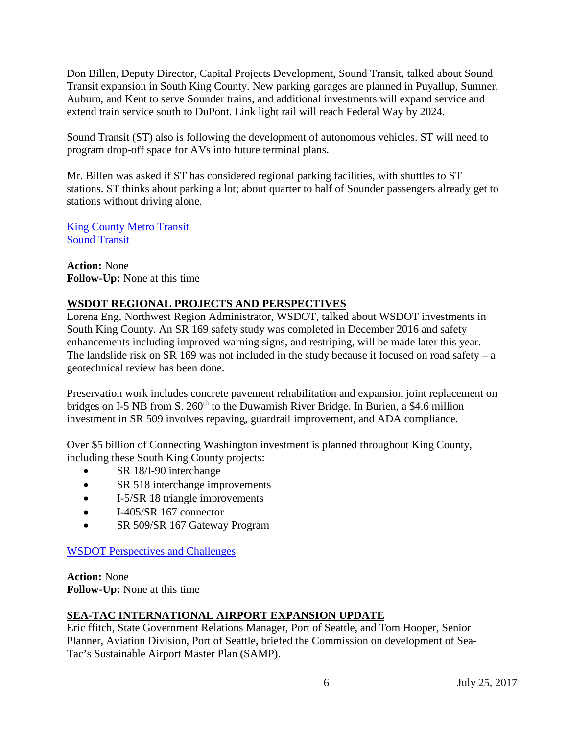Don Billen, Deputy Director, Capital Projects Development, Sound Transit, talked about Sound Transit expansion in South King County. New parking garages are planned in Puyallup, Sumner, Auburn, and Kent to serve Sounder trains, and additional investments will expand service and extend train service south to DuPont. Link light rail will reach Federal Way by 2024.

Sound Transit (ST) also is following the development of autonomous vehicles. ST will need to program drop-off space for AVs into future terminal plans.

Mr. Billen was asked if ST has considered regional parking facilities, with shuttles to ST stations. ST thinks about parking a lot; about quarter to half of Sounder passengers already get to stations without driving alone.

King County Metro Transit
Sound Transit

**Action:** None
**Follow-Up:** None at this time

## WSDOT REGIONAL PROJECTS AND PERSPECTIVES

Lorena Eng, Northwest Region Administrator, WSDOT, talked about WSDOT investments in South King County. An SR 169 safety study was completed in December 2016 and safety enhancements including improved warning signs, and restriping, will be made later this year. The landslide risk on SR 169 was not included in the study because it focused on road safety – a geotechnical review has been done.

Preservation work includes concrete pavement rehabilitation and expansion joint replacement on bridges on I-5 NB from S. 260th to the Duwamish River Bridge. In Burien, a $4.6 million investment in SR 509 involves repaving, guardrail improvement, and ADA compliance.

Over $5 billion of Connecting Washington investment is planned throughout King County, including these South King County projects:

- SR 18/I-90 interchange
- SR 518 interchange improvements
- I-5/SR 18 triangle improvements
- I-405/SR 167 connector
- SR 509/SR 167 Gateway Program

WSDOT Perspectives and Challenges

**Action:** None
**Follow-Up:** None at this time

## SEA-TAC INTERNATIONAL AIRPORT EXPANSION UPDATE

Eric ffitch, State Government Relations Manager, Port of Seattle, and Tom Hooper, Senior Planner, Aviation Division, Port of Seattle, briefed the Commission on development of Sea-Tac's Sustainable Airport Master Plan (SAMP).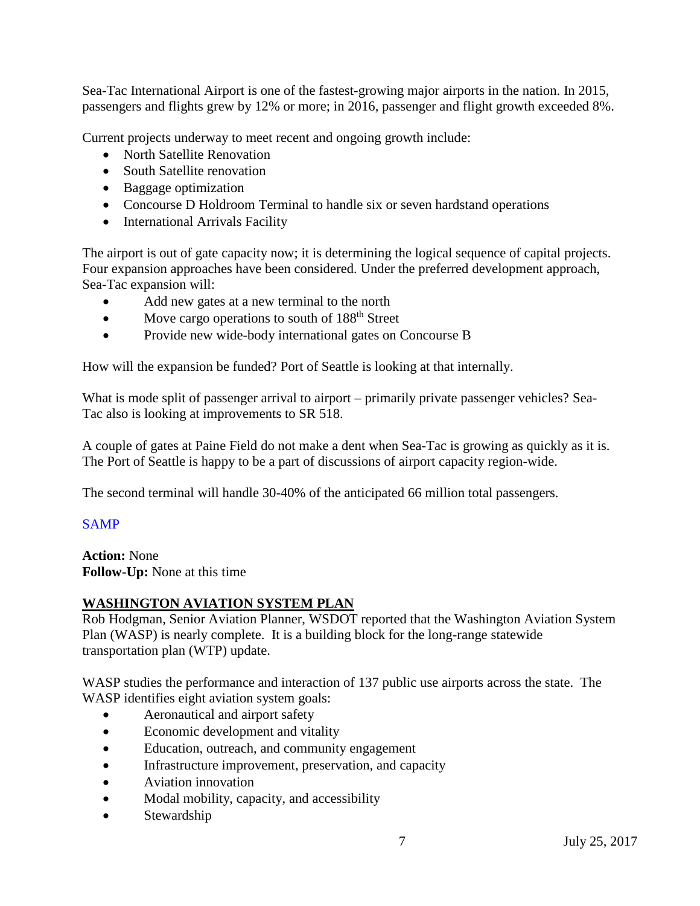Sea-Tac International Airport is one of the fastest-growing major airports in the nation. In 2015, passengers and flights grew by 12% or more; in 2016, passenger and flight growth exceeded 8%.

Current projects underway to meet recent and ongoing growth include:

- North Satellite Renovation
- South Satellite renovation
- Baggage optimization
- Concourse D Holdroom Terminal to handle six or seven hardstand operations
- International Arrivals Facility

The airport is out of gate capacity now; it is determining the logical sequence of capital projects. Four expansion approaches have been considered. Under the preferred development approach, Sea-Tac expansion will:

- Add new gates at a new terminal to the north
- Move cargo operations to south of 188th Street
- Provide new wide-body international gates on Concourse B

How will the expansion be funded? Port of Seattle is looking at that internally.

What is mode split of passenger arrival to airport – primarily private passenger vehicles? Sea-Tac also is looking at improvements to SR 518.

A couple of gates at Paine Field do not make a dent when Sea-Tac is growing as quickly as it is. The Port of Seattle is happy to be a part of discussions of airport capacity region-wide.

The second terminal will handle 30-40% of the anticipated 66 million total passengers.

SAMP

**Action:** None
**Follow-Up:** None at this time

## WASHINGTON AVIATION SYSTEM PLAN

Rob Hodgman, Senior Aviation Planner, WSDOT reported that the Washington Aviation System Plan (WASP) is nearly complete. It is a building block for the long-range statewide transportation plan (WTP) update.

WASP studies the performance and interaction of 137 public use airports across the state. The WASP identifies eight aviation system goals:

- Aeronautical and airport safety
- Economic development and vitality
- Education, outreach, and community engagement
- Infrastructure improvement, preservation, and capacity
- Aviation innovation
- Modal mobility, capacity, and accessibility
- Stewardship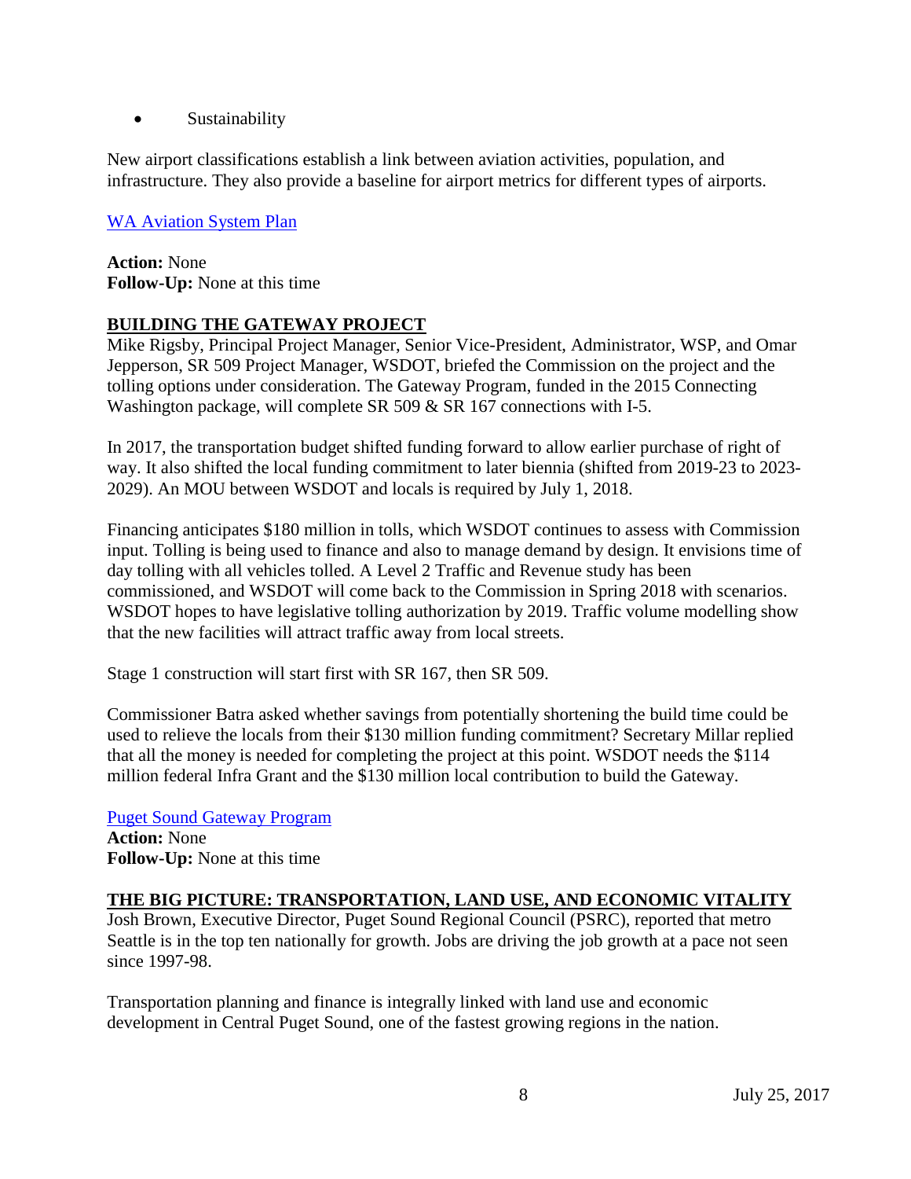- Sustainability

New airport classifications establish a link between aviation activities, population, and infrastructure. They also provide a baseline for airport metrics for different types of airports.

[WA Aviation System Plan]

**Action:** None
**Follow-Up:** None at this time

## BUILDING THE GATEWAY PROJECT

Mike Rigsby, Principal Project Manager, Senior Vice-President, Administrator, WSP, and Omar Jepperson, SR 509 Project Manager, WSDOT, briefed the Commission on the project and the tolling options under consideration. The Gateway Program, funded in the 2015 Connecting Washington package, will complete SR 509 & SR 167 connections with I-5.

In 2017, the transportation budget shifted funding forward to allow earlier purchase of right of way. It also shifted the local funding commitment to later biennia (shifted from 2019-23 to 2023-2029). An MOU between WSDOT and locals is required by July 1, 2018.

Financing anticipates $180 million in tolls, which WSDOT continues to assess with Commission input. Tolling is being used to finance and also to manage demand by design. It envisions time of day tolling with all vehicles tolled. A Level 2 Traffic and Revenue study has been commissioned, and WSDOT will come back to the Commission in Spring 2018 with scenarios. WSDOT hopes to have legislative tolling authorization by 2019. Traffic volume modelling show that the new facilities will attract traffic away from local streets.

Stage 1 construction will start first with SR 167, then SR 509.

Commissioner Batra asked whether savings from potentially shortening the build time could be used to relieve the locals from their $130 million funding commitment? Secretary Millar replied that all the money is needed for completing the project at this point. WSDOT needs the $114 million federal Infra Grant and the $130 million local contribution to build the Gateway.

[Puget Sound Gateway Program]
**Action:** None
**Follow-Up:** None at this time

## THE BIG PICTURE: TRANSPORTATION, LAND USE, AND ECONOMIC VITALITY

Josh Brown, Executive Director, Puget Sound Regional Council (PSRC), reported that metro Seattle is in the top ten nationally for growth. Jobs are driving the job growth at a pace not seen since 1997-98.

Transportation planning and finance is integrally linked with land use and economic development in Central Puget Sound, one of the fastest growing regions in the nation.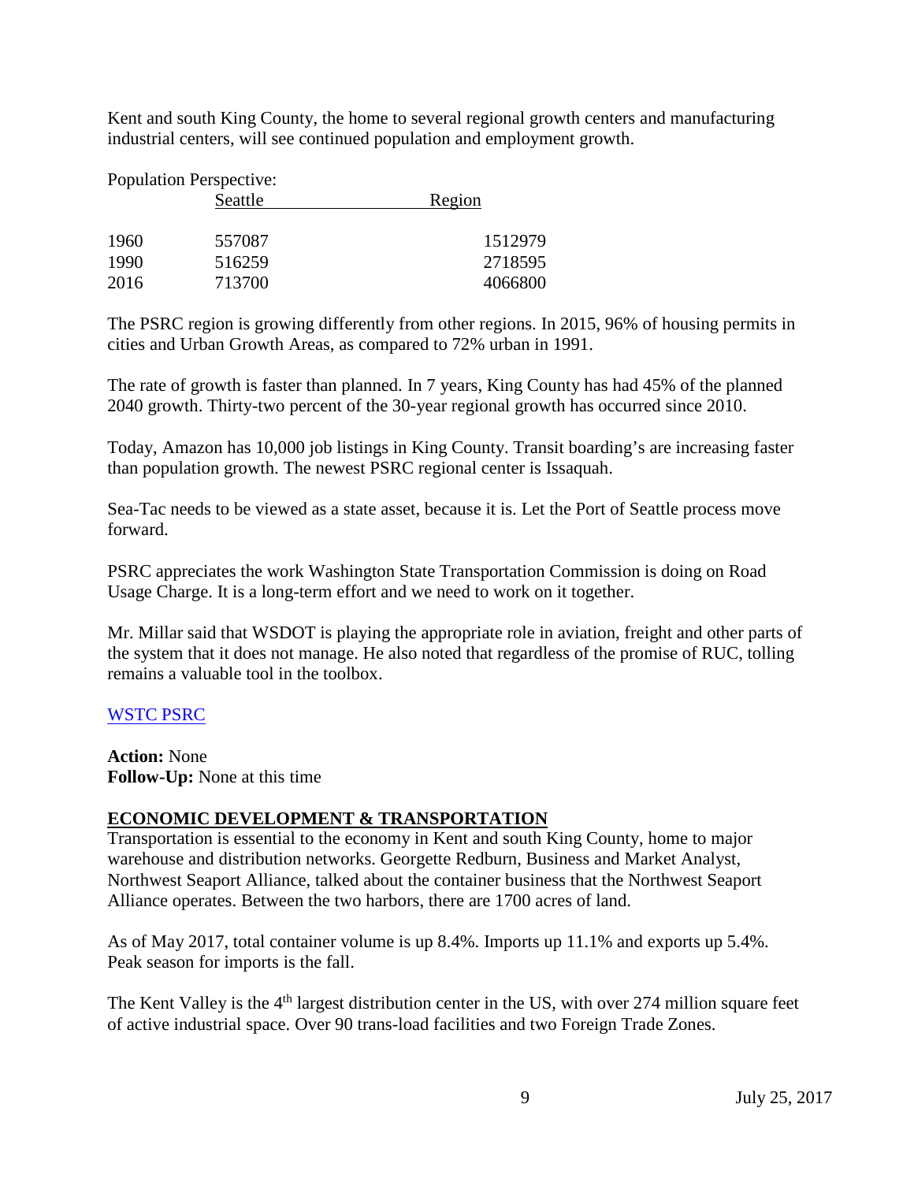Kent and south King County, the home to several regional growth centers and manufacturing industrial centers, will see continued population and employment growth.

Population Perspective:

| | Seattle | Region |
|---|---|---|
| 1960 | 557087 | 1512979 |
| 1990 | 516259 | 2718595 |
| 2016 | 713700 | 4066800 |

The PSRC region is growing differently from other regions. In 2015, 96% of housing permits in cities and Urban Growth Areas, as compared to 72% urban in 1991.

The rate of growth is faster than planned. In 7 years, King County has had 45% of the planned 2040 growth. Thirty-two percent of the 30-year regional growth has occurred since 2010.

Today, Amazon has 10,000 job listings in King County. Transit boarding's are increasing faster than population growth. The newest PSRC regional center is Issaquah.

Sea-Tac needs to be viewed as a state asset, because it is. Let the Port of Seattle process move forward.

PSRC appreciates the work Washington State Transportation Commission is doing on Road Usage Charge. It is a long-term effort and we need to work on it together.

Mr. Millar said that WSDOT is playing the appropriate role in aviation, freight and other parts of the system that it does not manage. He also noted that regardless of the promise of RUC, tolling remains a valuable tool in the toolbox.

WSTC PSRC

**Action:** None
**Follow-Up:** None at this time

## ECONOMIC DEVELOPMENT & TRANSPORTATION

Transportation is essential to the economy in Kent and south King County, home to major warehouse and distribution networks. Georgette Redburn, Business and Market Analyst, Northwest Seaport Alliance, talked about the container business that the Northwest Seaport Alliance operates. Between the two harbors, there are 1700 acres of land.

As of May 2017, total container volume is up 8.4%. Imports up 11.1% and exports up 5.4%. Peak season for imports is the fall.

The Kent Valley is the 4th largest distribution center in the US, with over 274 million square feet of active industrial space. Over 90 trans-load facilities and two Foreign Trade Zones.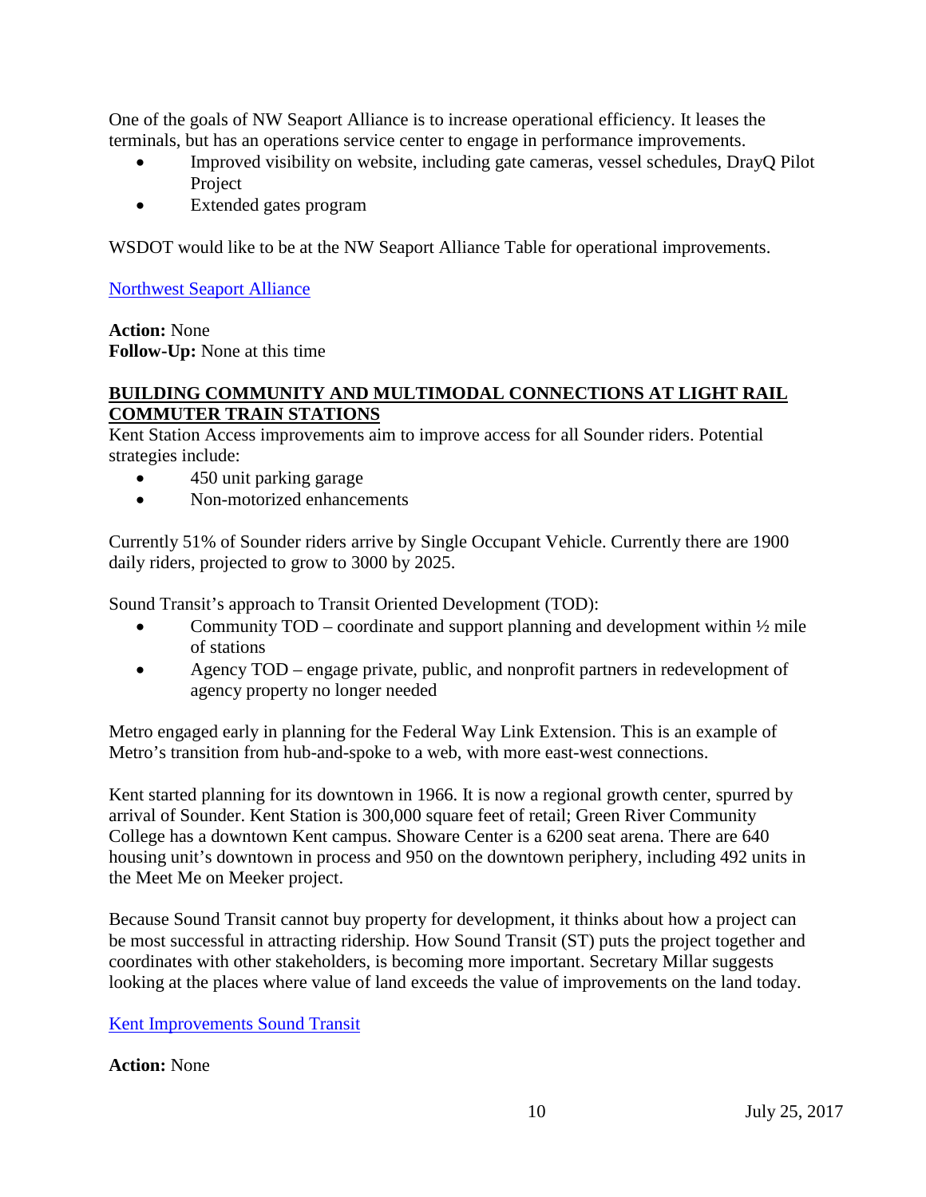One of the goals of NW Seaport Alliance is to increase operational efficiency. It leases the terminals, but has an operations service center to engage in performance improvements.

- Improved visibility on website, including gate cameras, vessel schedules, DrayQ Pilot Project
- Extended gates program

WSDOT would like to be at the NW Seaport Alliance Table for operational improvements.

Northwest Seaport Alliance

**Action:** None
**Follow-Up:** None at this time

## BUILDING COMMUNITY AND MULTIMODAL CONNECTIONS AT LIGHT RAIL COMMUTER TRAIN STATIONS

Kent Station Access improvements aim to improve access for all Sounder riders. Potential strategies include:

- 450 unit parking garage
- Non-motorized enhancements

Currently 51% of Sounder riders arrive by Single Occupant Vehicle. Currently there are 1900 daily riders, projected to grow to 3000 by 2025.

Sound Transit's approach to Transit Oriented Development (TOD):

- Community TOD – coordinate and support planning and development within ½ mile of stations
- Agency TOD – engage private, public, and nonprofit partners in redevelopment of agency property no longer needed

Metro engaged early in planning for the Federal Way Link Extension. This is an example of Metro's transition from hub-and-spoke to a web, with more east-west connections.

Kent started planning for its downtown in 1966. It is now a regional growth center, spurred by arrival of Sounder. Kent Station is 300,000 square feet of retail; Green River Community College has a downtown Kent campus. Showare Center is a 6200 seat arena. There are 640 housing unit's downtown in process and 950 on the downtown periphery, including 492 units in the Meet Me on Meeker project.

Because Sound Transit cannot buy property for development, it thinks about how a project can be most successful in attracting ridership. How Sound Transit (ST) puts the project together and coordinates with other stakeholders, is becoming more important. Secretary Millar suggests looking at the places where value of land exceeds the value of improvements on the land today.

Kent Improvements Sound Transit

**Action:** None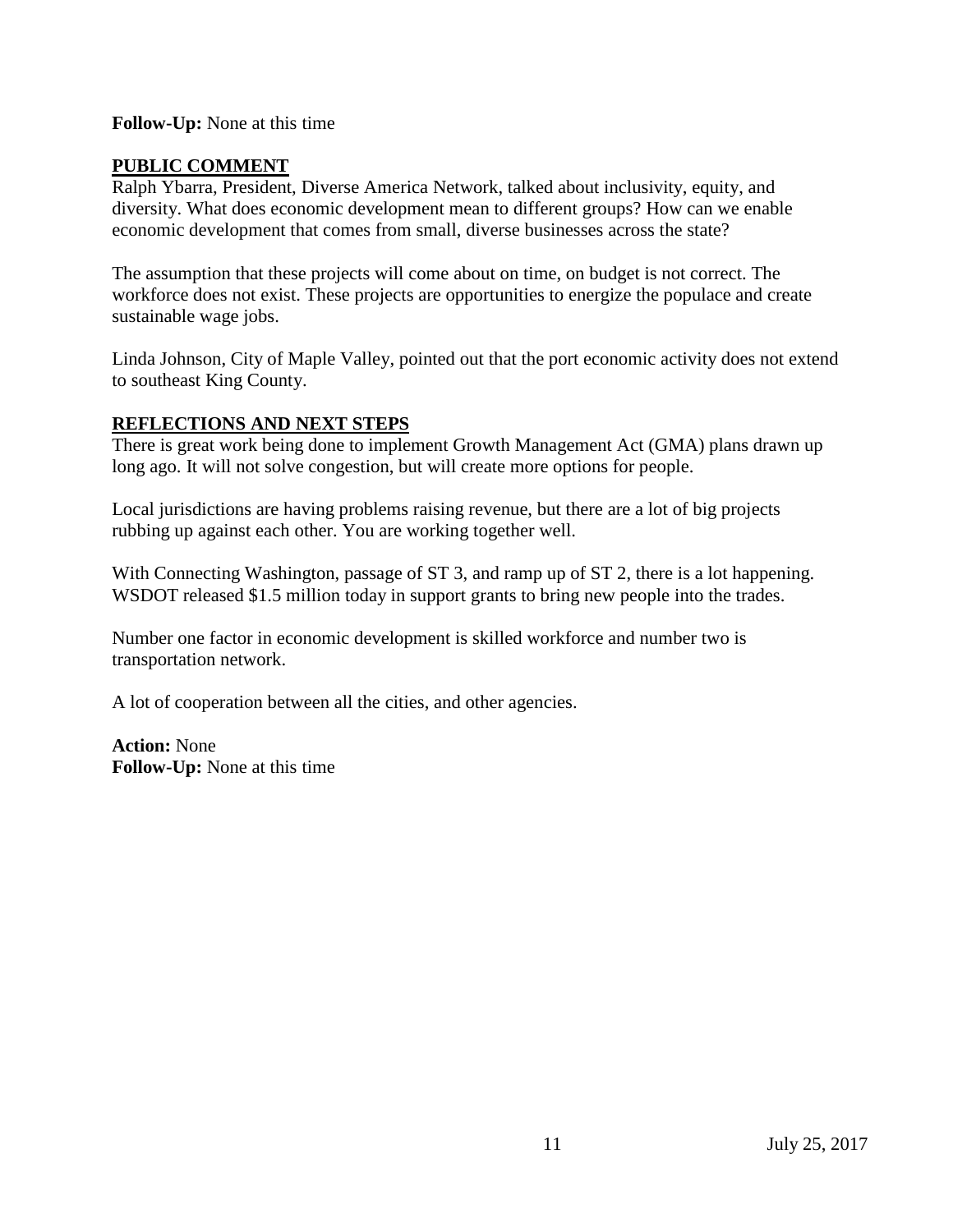**Follow-Up:** None at this time

## PUBLIC COMMENT

Ralph Ybarra, President, Diverse America Network, talked about inclusivity, equity, and diversity. What does economic development mean to different groups? How can we enable economic development that comes from small, diverse businesses across the state?

The assumption that these projects will come about on time, on budget is not correct. The workforce does not exist. These projects are opportunities to energize the populace and create sustainable wage jobs.

Linda Johnson, City of Maple Valley, pointed out that the port economic activity does not extend to southeast King County.

## REFLECTIONS AND NEXT STEPS

There is great work being done to implement Growth Management Act (GMA) plans drawn up long ago. It will not solve congestion, but will create more options for people.

Local jurisdictions are having problems raising revenue, but there are a lot of big projects rubbing up against each other. You are working together well.

With Connecting Washington, passage of ST 3, and ramp up of ST 2, there is a lot happening. WSDOT released $1.5 million today in support grants to bring new people into the trades.

Number one factor in economic development is skilled workforce and number two is transportation network.

A lot of cooperation between all the cities, and other agencies.

**Action:** None
**Follow-Up:** None at this time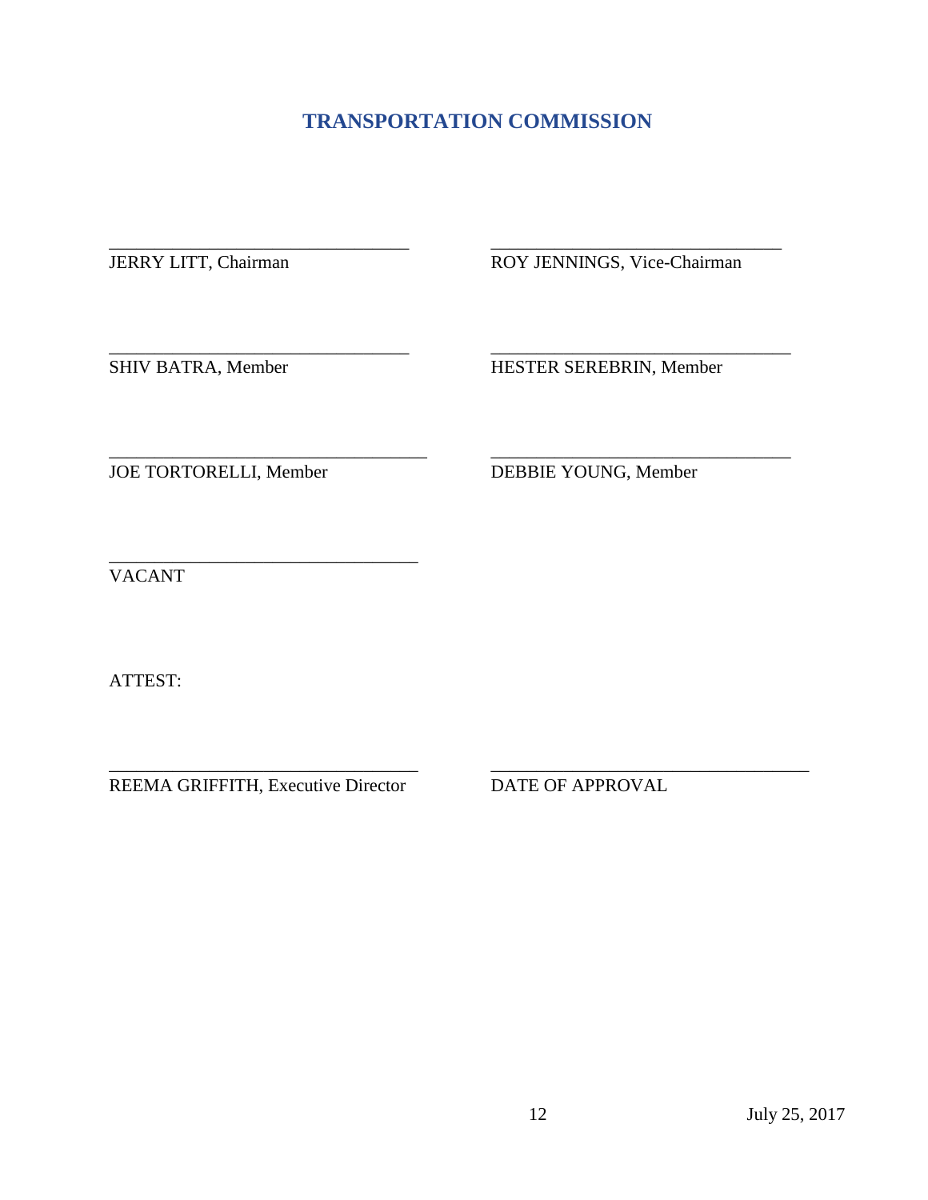## TRANSPORTATION COMMISSION

\_\_\_\_\_\_\_\_\_\_\_\_\_\_\_\_\_\_\_\_\_\_\_\_\_\_\_\_\_\_\_\_\_\_
JERRY LITT, Chairman

\_\_\_\_\_\_\_\_\_\_\_\_\_\_\_\_\_\_\_\_\_\_\_\_\_\_\_\_\_\_\_\_\_\_
ROY JENNINGS, Vice-Chairman

\_\_\_\_\_\_\_\_\_\_\_\_\_\_\_\_\_\_\_\_\_\_\_\_\_\_\_\_\_\_\_\_\_\_
SHIV BATRA, Member

\_\_\_\_\_\_\_\_\_\_\_\_\_\_\_\_\_\_\_\_\_\_\_\_\_\_\_\_\_\_\_\_\_\_
HESTER SEREBRIN, Member

\_\_\_\_\_\_\_\_\_\_\_\_\_\_\_\_\_\_\_\_\_\_\_\_\_\_\_\_\_\_\_\_\_\_
JOE TORTORELLI, Member

\_\_\_\_\_\_\_\_\_\_\_\_\_\_\_\_\_\_\_\_\_\_\_\_\_\_\_\_\_\_\_\_\_\_
DEBBIE YOUNG, Member

\_\_\_\_\_\_\_\_\_\_\_\_\_\_\_\_\_\_\_\_\_\_\_\_\_\_\_\_\_\_\_\_\_\_
VACANT

ATTEST:

\_\_\_\_\_\_\_\_\_\_\_\_\_\_\_\_\_\_\_\_\_\_\_\_\_\_\_\_\_\_\_\_\_\_
REEMA GRIFFITH, Executive Director

\_\_\_\_\_\_\_\_\_\_\_\_\_\_\_\_\_\_\_\_\_\_\_\_\_\_\_\_\_\_\_\_\_\_
DATE OF APPROVAL